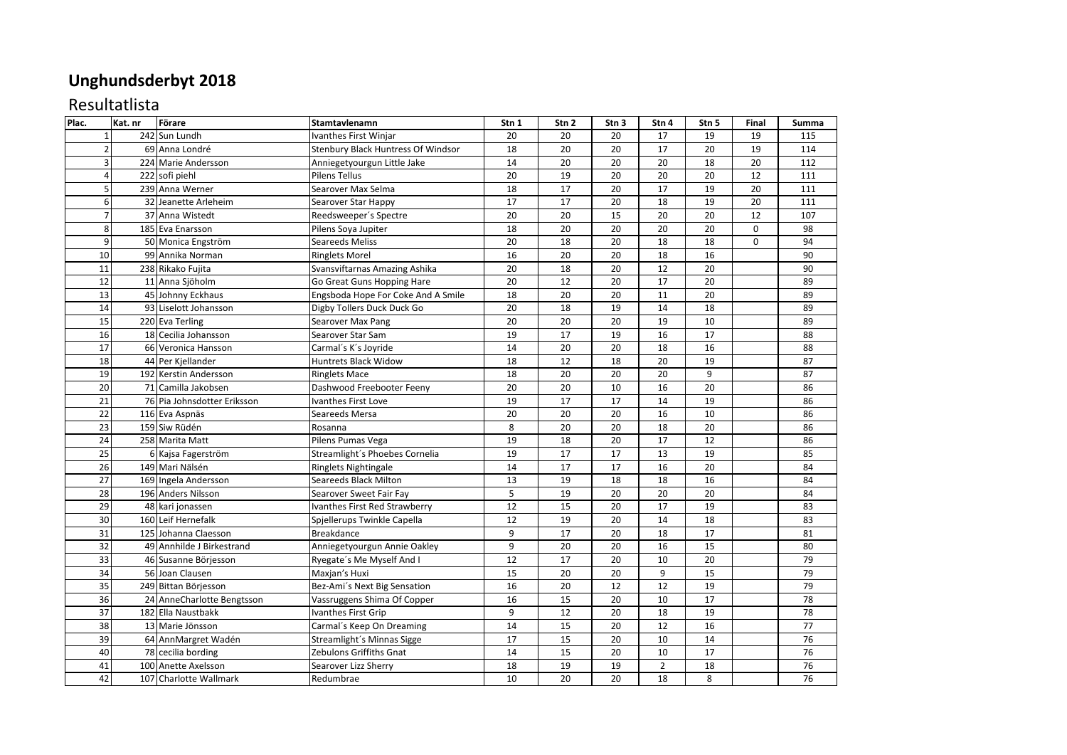# Unghundsderbyt 2018

## Resultatlista

| Plac. | Kat. nr | Förare | Stamtavlenamn | Stn 1 | Stn 2 | Stn 3 | Stn 4 | Stn 5 | Final | Summa |
|---|---|---|---|---|---|---|---|---|---|---|
| 1 | 242 | Sun Lundh | Ivanthes First Winjar | 20 | 20 | 20 | 17 | 19 | 19 | 115 |
| 2 | 69 | Anna Londré | Stenbury Black Huntress Of Windsor | 18 | 20 | 20 | 17 | 20 | 19 | 114 |
| 3 | 224 | Marie Andersson | Anniegetyourgun Little Jake | 14 | 20 | 20 | 20 | 18 | 20 | 112 |
| 4 | 222 | sofi piehl | Pilens Tellus | 20 | 19 | 20 | 20 | 20 | 12 | 111 |
| 5 | 239 | Anna Werner | Searover Max Selma | 18 | 17 | 20 | 17 | 19 | 20 | 111 |
| 6 | 32 | Jeanette Arleheim | Searover Star Happy | 17 | 17 | 20 | 18 | 19 | 20 | 111 |
| 7 | 37 | Anna Wistedt | Reedsweeper´s Spectre | 20 | 20 | 15 | 20 | 20 | 12 | 107 |
| 8 | 185 | Eva Enarsson | Pilens Soya Jupiter | 18 | 20 | 20 | 20 | 20 | 0 | 98 |
| 9 | 50 | Monica Engström | Seareeds Meliss | 20 | 18 | 20 | 18 | 18 | 0 | 94 |
| 10 | 99 | Annika Norman | Ringlets Morel | 16 | 20 | 20 | 18 | 16 | | 90 |
| 11 | 238 | Rikako Fujita | Svansviftarnas Amazing Ashika | 20 | 18 | 20 | 12 | 20 | | 90 |
| 12 | 11 | Anna Sjöholm | Go Great Guns Hopping Hare | 20 | 12 | 20 | 17 | 20 | | 89 |
| 13 | 45 | Johnny Eckhaus | Engsboda Hope For Coke And A Smile | 18 | 20 | 20 | 11 | 20 | | 89 |
| 14 | 93 | Liselott Johansson | Digby Tollers Duck Duck Go | 20 | 18 | 19 | 14 | 18 | | 89 |
| 15 | 220 | Eva Terling | Searover Max Pang | 20 | 20 | 20 | 19 | 10 | | 89 |
| 16 | 18 | Cecilia Johansson | Searover Star Sam | 19 | 17 | 19 | 16 | 17 | | 88 |
| 17 | 66 | Veronica Hansson | Carmal´s K´s Joyride | 14 | 20 | 20 | 18 | 16 | | 88 |
| 18 | 44 | Per Kjellander | Huntrets Black Widow | 18 | 12 | 18 | 20 | 19 | | 87 |
| 19 | 192 | Kerstin Andersson | Ringlets Mace | 18 | 20 | 20 | 20 | 9 | | 87 |
| 20 | 71 | Camilla Jakobsen | Dashwood Freebooter Feeny | 20 | 20 | 10 | 16 | 20 | | 86 |
| 21 | 76 | Pia Johnsdotter Eriksson | Ivanthes First Love | 19 | 17 | 17 | 14 | 19 | | 86 |
| 22 | 116 | Eva Aspnäs | Seareeds Mersa | 20 | 20 | 20 | 16 | 10 | | 86 |
| 23 | 159 | Siw Rüdén | Rosanna | 8 | 20 | 20 | 18 | 20 | | 86 |
| 24 | 258 | Marita Matt | Pilens Pumas Vega | 19 | 18 | 20 | 17 | 12 | | 86 |
| 25 | 6 | Kajsa Fagerström | Streamlight´s Phoebes Cornelia | 19 | 17 | 17 | 13 | 19 | | 85 |
| 26 | 149 | Mari Nälsén | Ringlets Nightingale | 14 | 17 | 17 | 16 | 20 | | 84 |
| 27 | 169 | Ingela Andersson | Seareeds Black Milton | 13 | 19 | 18 | 18 | 16 | | 84 |
| 28 | 196 | Anders Nilsson | Searover Sweet Fair Fay | 5 | 19 | 20 | 20 | 20 | | 84 |
| 29 | 48 | kari jonassen | Ivanthes First Red Strawberry | 12 | 15 | 20 | 17 | 19 | | 83 |
| 30 | 160 | Leif Hernefalk | Spjellerups Twinkle Capella | 12 | 19 | 20 | 14 | 18 | | 83 |
| 31 | 125 | Johanna Claesson | Breakdance | 9 | 17 | 20 | 18 | 17 | | 81 |
| 32 | 49 | Annhilde J Birkestrand | Anniegetyourgun Annie Oakley | 9 | 20 | 20 | 16 | 15 | | 80 |
| 33 | 46 | Susanne Börjesson | Ryegate´s Me Myself And I | 12 | 17 | 20 | 10 | 20 | | 79 |
| 34 | 56 | Joan Clausen | Maxjan's Huxi | 15 | 20 | 20 | 9 | 15 | | 79 |
| 35 | 249 | Bittan Börjesson | Bez-Ami´s Next Big Sensation | 16 | 20 | 12 | 12 | 19 | | 79 |
| 36 | 24 | AnneCharlotte Bengtsson | Vassruggens Shima Of Copper | 16 | 15 | 20 | 10 | 17 | | 78 |
| 37 | 182 | Ella Naustbakk | Ivanthes First Grip | 9 | 12 | 20 | 18 | 19 | | 78 |
| 38 | 13 | Marie Jönsson | Carmal´s Keep On Dreaming | 14 | 15 | 20 | 12 | 16 | | 77 |
| 39 | 64 | AnnMargret Wadén | Streamlight´s Minnas Sigge | 17 | 15 | 20 | 10 | 14 | | 76 |
| 40 | 78 | cecilia bording | Zebulons Griffiths Gnat | 14 | 15 | 20 | 10 | 17 | | 76 |
| 41 | 100 | Anette Axelsson | Searover Lizz Sherry | 18 | 19 | 19 | 2 | 18 | | 76 |
| 42 | 107 | Charlotte Wallmark | Redumbrae | 10 | 20 | 20 | 18 | 8 | | 76 |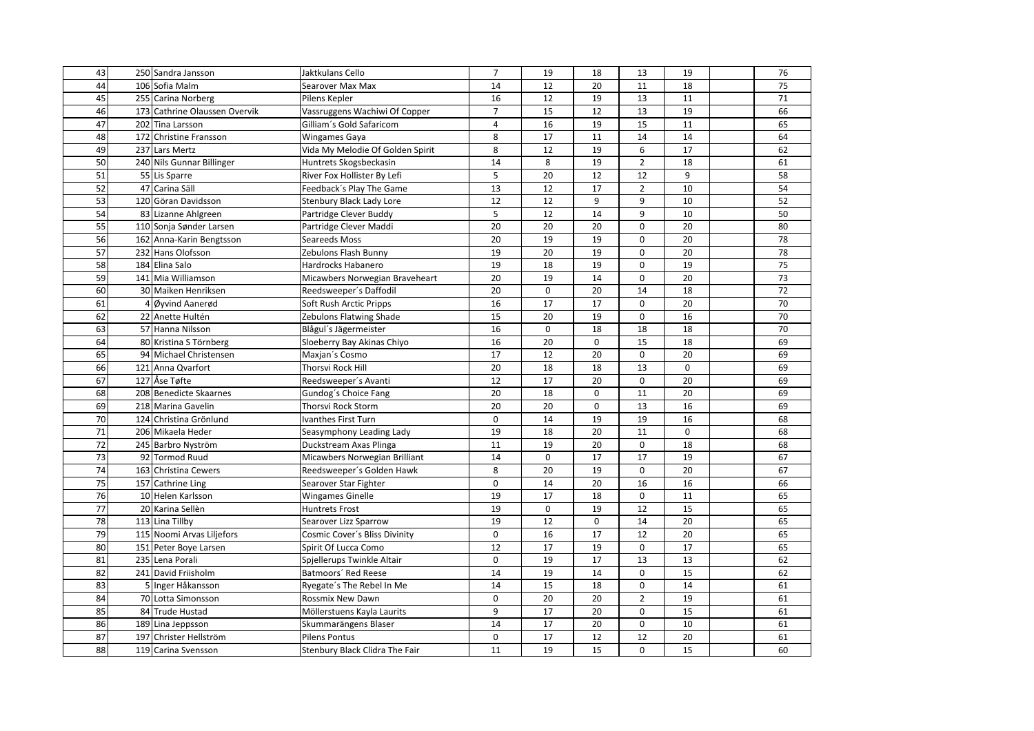| | | | | | | | | | | |
|---|---|---|---|---|---|---|---|---|---|---|
| 43 | 250 | Sandra Jansson | Jaktkulans Cello | 7 | 19 | 18 | 13 | 19 | | 76 |
| 44 | 106 | Sofia Malm | Searover Max Max | 14 | 12 | 20 | 11 | 18 | | 75 |
| 45 | 255 | Carina Norberg | Pilens Kepler | 16 | 12 | 19 | 13 | 11 | | 71 |
| 46 | 173 | Cathrine Olaussen Overvik | Vassruggens Wachiwi Of Copper | 7 | 15 | 12 | 13 | 19 | | 66 |
| 47 | 202 | Tina Larsson | Gilliam´s Gold Safaricom | 4 | 16 | 19 | 15 | 11 | | 65 |
| 48 | 172 | Christine Fransson | Wingames Gaya | 8 | 17 | 11 | 14 | 14 | | 64 |
| 49 | 237 | Lars Mertz | Vida My Melodie Of Golden Spirit | 8 | 12 | 19 | 6 | 17 | | 62 |
| 50 | 240 | Nils Gunnar Billinger | Huntrets Skogsbeckasin | 14 | 8 | 19 | 2 | 18 | | 61 |
| 51 | 55 | Lis Sparre | River Fox Hollister By Lefi | 5 | 20 | 12 | 12 | 9 | | 58 |
| 52 | 47 | Carina Säll | Feedback´s Play The Game | 13 | 12 | 17 | 2 | 10 | | 54 |
| 53 | 120 | Göran Davidsson | Stenbury Black Lady Lore | 12 | 12 | 9 | 9 | 10 | | 52 |
| 54 | 83 | Lizanne Ahlgreen | Partridge Clever Buddy | 5 | 12 | 14 | 9 | 10 | | 50 |
| 55 | 110 | Sonja Sønder Larsen | Partridge Clever Maddi | 20 | 20 | 20 | 0 | 20 | | 80 |
| 56 | 162 | Anna-Karin Bengtsson | Seareeds Moss | 20 | 19 | 19 | 0 | 20 | | 78 |
| 57 | 232 | Hans Olofsson | Zebulons Flash Bunny | 19 | 20 | 19 | 0 | 20 | | 78 |
| 58 | 184 | Elina Salo | Hardrocks Habanero | 19 | 18 | 19 | 0 | 19 | | 75 |
| 59 | 141 | Mia Williamson | Micawbers Norwegian Braveheart | 20 | 19 | 14 | 0 | 20 | | 73 |
| 60 | 30 | Maiken Henriksen | Reedsweeper´s Daffodil | 20 | 0 | 20 | 14 | 18 | | 72 |
| 61 | 4 | Øyvind Aanerød | Soft Rush Arctic Pripps | 16 | 17 | 17 | 0 | 20 | | 70 |
| 62 | 22 | Anette Hultén | Zebulons Flatwing Shade | 15 | 20 | 19 | 0 | 16 | | 70 |
| 63 | 57 | Hanna Nilsson | Blågul´s Jägermeister | 16 | 0 | 18 | 18 | 18 | | 70 |
| 64 | 80 | Kristina S Törnberg | Sloeberry Bay Akinas Chiyo | 16 | 20 | 0 | 15 | 18 | | 69 |
| 65 | 94 | Michael Christensen | Maxjan´s Cosmo | 17 | 12 | 20 | 0 | 20 | | 69 |
| 66 | 121 | Anna Qvarfort | Thorsvi Rock Hill | 20 | 18 | 18 | 13 | 0 | | 69 |
| 67 | 127 | Åse Tøfte | Reedsweeper´s Avanti | 12 | 17 | 20 | 0 | 20 | | 69 |
| 68 | 208 | Benedicte Skaarnes | Gundog´s Choice Fang | 20 | 18 | 0 | 11 | 20 | | 69 |
| 69 | 218 | Marina Gavelin | Thorsvi Rock Storm | 20 | 20 | 0 | 13 | 16 | | 69 |
| 70 | 124 | Christina Grönlund | Ivanthes First Turn | 0 | 14 | 19 | 19 | 16 | | 68 |
| 71 | 206 | Mikaela Heder | Seasymphony Leading Lady | 19 | 18 | 20 | 11 | 0 | | 68 |
| 72 | 245 | Barbro Nyström | Duckstream Axas Plinga | 11 | 19 | 20 | 0 | 18 | | 68 |
| 73 | 92 | Tormod Ruud | Micawbers Norwegian Brilliant | 14 | 0 | 17 | 17 | 19 | | 67 |
| 74 | 163 | Christina Cewers | Reedsweeper´s Golden Hawk | 8 | 20 | 19 | 0 | 20 | | 67 |
| 75 | 157 | Cathrine Ling | Searover Star Fighter | 0 | 14 | 20 | 16 | 16 | | 66 |
| 76 | 10 | Helen Karlsson | Wingames Ginelle | 19 | 17 | 18 | 0 | 11 | | 65 |
| 77 | 20 | Karina Sellèn | Huntrets Frost | 19 | 0 | 19 | 12 | 15 | | 65 |
| 78 | 113 | Lina Tillby | Searover Lizz Sparrow | 19 | 12 | 0 | 14 | 20 | | 65 |
| 79 | 115 | Noomi Arvas Liljefors | Cosmic Cover´s Bliss Divinity | 0 | 16 | 17 | 12 | 20 | | 65 |
| 80 | 151 | Peter Boye Larsen | Spirit Of Lucca Como | 12 | 17 | 19 | 0 | 17 | | 65 |
| 81 | 235 | Lena Porali | Spjellerups Twinkle Altair | 0 | 19 | 17 | 13 | 13 | | 62 |
| 82 | 241 | David Friisholm | Batmoors´ Red Reese | 14 | 19 | 14 | 0 | 15 | | 62 |
| 83 | 5 | Inger Håkansson | Ryegate´s The Rebel In Me | 14 | 15 | 18 | 0 | 14 | | 61 |
| 84 | 70 | Lotta Simonsson | Rossmix New Dawn | 0 | 20 | 20 | 2 | 19 | | 61 |
| 85 | 84 | Trude Hustad | Möllerstuens Kayla Laurits | 9 | 17 | 20 | 0 | 15 | | 61 |
| 86 | 189 | Lina Jeppsson | Skummarängens Blaser | 14 | 17 | 20 | 0 | 10 | | 61 |
| 87 | 197 | Christer Hellström | Pilens Pontus | 0 | 17 | 12 | 12 | 20 | | 61 |
| 88 | 119 | Carina Svensson | Stenbury Black Clidra The Fair | 11 | 19 | 15 | 0 | 15 | | 60 |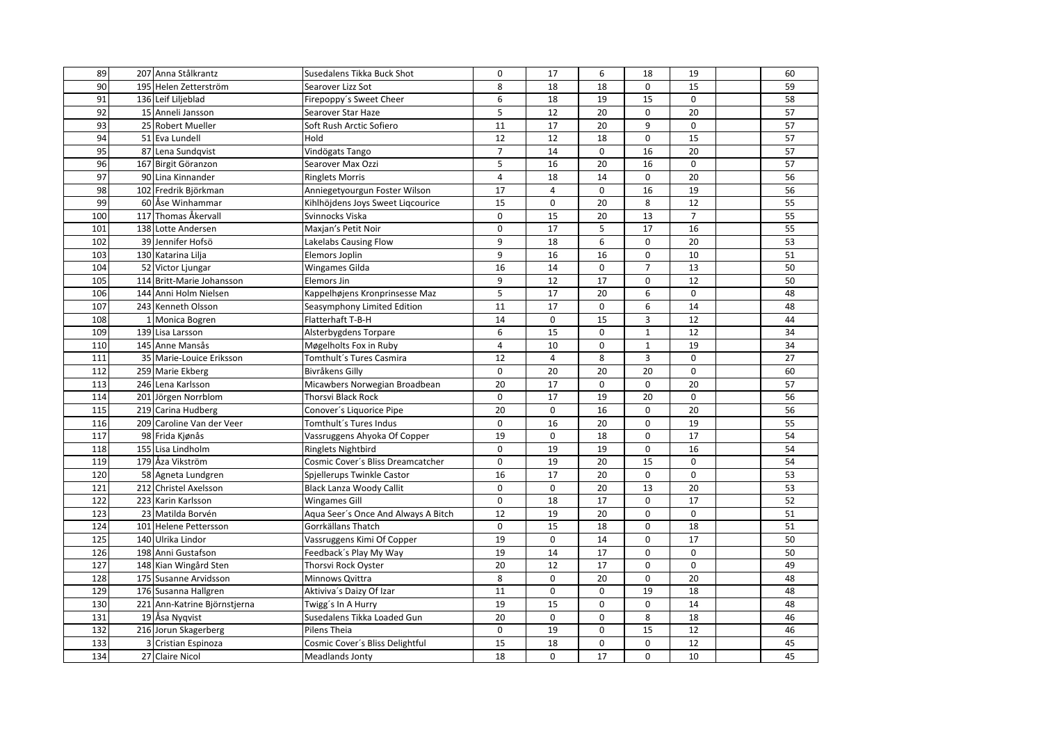| | | | | | | | | | | |
|---|---|---|---|---|---|---|---|---|---|---|
| 89 | 207 | Anna Stålkrantz | Susedalens Tikka Buck Shot | 0 | 17 | 6 | 18 | 19 | | 60 |
| 90 | 195 | Helen Zetterström | Searover Lizz Sot | 8 | 18 | 18 | 0 | 15 | | 59 |
| 91 | 136 | Leif Liljeblad | Firepoppy´s Sweet Cheer | 6 | 18 | 19 | 15 | 0 | | 58 |
| 92 | 15 | Anneli Jansson | Searover Star Haze | 5 | 12 | 20 | 0 | 20 | | 57 |
| 93 | 25 | Robert Mueller | Soft Rush Arctic Sofiero | 11 | 17 | 20 | 9 | 0 | | 57 |
| 94 | 51 | Eva Lundell | Hold | 12 | 12 | 18 | 0 | 15 | | 57 |
| 95 | 87 | Lena Sundqvist | Vindögats Tango | 7 | 14 | 0 | 16 | 20 | | 57 |
| 96 | 167 | Birgit Göranzon | Searover Max Ozzi | 5 | 16 | 20 | 16 | 0 | | 57 |
| 97 | 90 | Lina Kinnander | Ringlets Morris | 4 | 18 | 14 | 0 | 20 | | 56 |
| 98 | 102 | Fredrik Björkman | Anniegetyourgun Foster Wilson | 17 | 4 | 0 | 16 | 19 | | 56 |
| 99 | 60 | Åse Winhammar | Kihlhöjdens Joys Sweet Liqcourice | 15 | 0 | 20 | 8 | 12 | | 55 |
| 100 | 117 | Thomas Åkervall | Svinnocks Viska | 0 | 15 | 20 | 13 | 7 | | 55 |
| 101 | 138 | Lotte Andersen | Maxjan's Petit Noir | 0 | 17 | 5 | 17 | 16 | | 55 |
| 102 | 39 | Jennifer Hofsö | Lakelabs Causing Flow | 9 | 18 | 6 | 0 | 20 | | 53 |
| 103 | 130 | Katarina Lilja | Elemors Joplin | 9 | 16 | 16 | 0 | 10 | | 51 |
| 104 | 52 | Victor Ljungar | Wingames Gilda | 16 | 14 | 0 | 7 | 13 | | 50 |
| 105 | 114 | Britt-Marie Johansson | Elemors Jin | 9 | 12 | 17 | 0 | 12 | | 50 |
| 106 | 144 | Anni Holm Nielsen | Kappelhøjens Kronprinsesse Maz | 5 | 17 | 20 | 6 | 0 | | 48 |
| 107 | 243 | Kenneth Olsson | Seasymphony Limited Edition | 11 | 17 | 0 | 6 | 14 | | 48 |
| 108 | 1 | Monica Bogren | Flatterhaft T-B-H | 14 | 0 | 15 | 3 | 12 | | 44 |
| 109 | 139 | Lisa Larsson | Alsterbygdens Torpare | 6 | 15 | 0 | 1 | 12 | | 34 |
| 110 | 145 | Anne Mansås | Møgelholts Fox in Ruby | 4 | 10 | 0 | 1 | 19 | | 34 |
| 111 | 35 | Marie-Louice Eriksson | Tomthult´s Tures Casmira | 12 | 4 | 8 | 3 | 0 | | 27 |
| 112 | 259 | Marie Ekberg | Bivråkens Gilly | 0 | 20 | 20 | 20 | 0 | | 60 |
| 113 | 246 | Lena Karlsson | Micawbers Norwegian Broadbean | 20 | 17 | 0 | 0 | 20 | | 57 |
| 114 | 201 | Jörgen Norrblom | Thorsvi Black Rock | 0 | 17 | 19 | 20 | 0 | | 56 |
| 115 | 219 | Carina Hudberg | Conover´s Liquorice Pipe | 20 | 0 | 16 | 0 | 20 | | 56 |
| 116 | 209 | Caroline Van der Veer | Tomthult´s Tures Indus | 0 | 16 | 20 | 0 | 19 | | 55 |
| 117 | 98 | Frida Kjønås | Vassruggens Ahyoka Of Copper | 19 | 0 | 18 | 0 | 17 | | 54 |
| 118 | 155 | Lisa Lindholm | Ringlets Nightbird | 0 | 19 | 19 | 0 | 16 | | 54 |
| 119 | 179 | Åza Vikström | Cosmic Cover´s Bliss Dreamcatcher | 0 | 19 | 20 | 15 | 0 | | 54 |
| 120 | 58 | Agneta Lundgren | Spjellerups Twinkle Castor | 16 | 17 | 20 | 0 | 0 | | 53 |
| 121 | 212 | Christel Axelsson | Black Lanza Woody Callit | 0 | 0 | 20 | 13 | 20 | | 53 |
| 122 | 223 | Karin Karlsson | Wingames Gill | 0 | 18 | 17 | 0 | 17 | | 52 |
| 123 | 23 | Matilda Borvén | Aqua Seer´s Once And Always A Bitch | 12 | 19 | 20 | 0 | 0 | | 51 |
| 124 | 101 | Helene Pettersson | Gorrkällans Thatch | 0 | 15 | 18 | 0 | 18 | | 51 |
| 125 | 140 | Ulrika Lindor | Vassruggens Kimi Of Copper | 19 | 0 | 14 | 0 | 17 | | 50 |
| 126 | 198 | Anni Gustafson | Feedback´s Play My Way | 19 | 14 | 17 | 0 | 0 | | 50 |
| 127 | 148 | Kian Wingård Sten | Thorsvi Rock Oyster | 20 | 12 | 17 | 0 | 0 | | 49 |
| 128 | 175 | Susanne Arvidsson | Minnows Qvittra | 8 | 0 | 20 | 0 | 20 | | 48 |
| 129 | 176 | Susanna Hallgren | Aktiviva´s Daizy Of Izar | 11 | 0 | 0 | 19 | 18 | | 48 |
| 130 | 221 | Ann-Katrine Björnstjerna | Twigg´s In A Hurry | 19 | 15 | 0 | 0 | 14 | | 48 |
| 131 | 19 | Åsa Nyqvist | Susedalens Tikka Loaded Gun | 20 | 0 | 0 | 8 | 18 | | 46 |
| 132 | 216 | Jorun Skagerberg | Pilens Theia | 0 | 19 | 0 | 15 | 12 | | 46 |
| 133 | 3 | Cristian Espinoza | Cosmic Cover´s Bliss Delightful | 15 | 18 | 0 | 0 | 12 | | 45 |
| 134 | 27 | Claire Nicol | Meadlands Jonty | 18 | 0 | 17 | 0 | 10 | | 45 |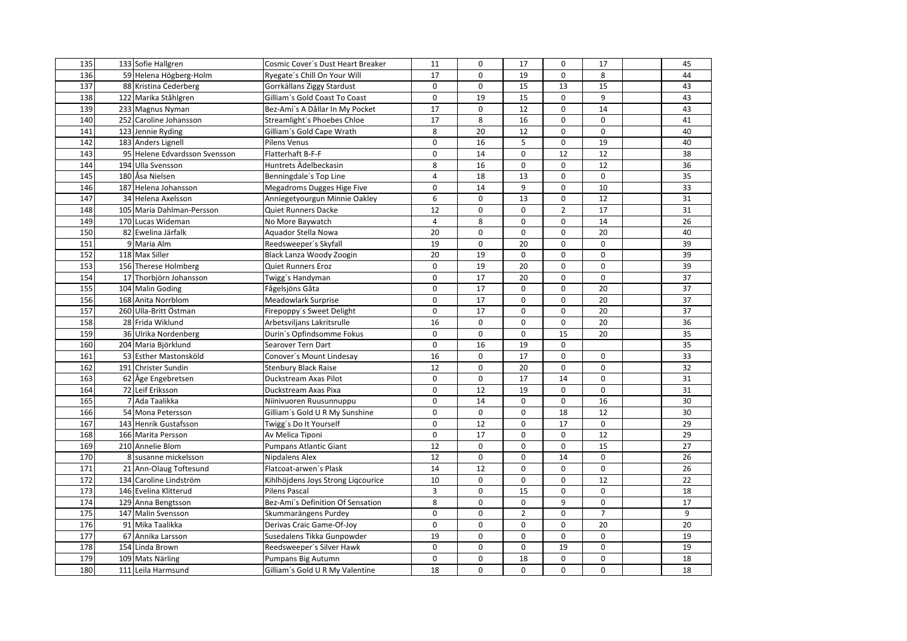| | | | | | | | | | | |
|---|---|---|---|---|---|---|---|---|---|---|
| 135 | 133 | Sofie Hallgren | Cosmic Cover´s Dust Heart Breaker | 11 | 0 | 17 | 0 | 17 | | 45 |
| 136 | 59 | Helena Högberg-Holm | Ryegate´s Chill On Your Will | 17 | 0 | 19 | 0 | 8 | | 44 |
| 137 | 88 | Kristina Cederberg | Gorrkällans Ziggy Stardust | 0 | 0 | 15 | 13 | 15 | | 43 |
| 138 | 122 | Marika Ståhlgren | Gilliam´s Gold Coast To Coast | 0 | 19 | 15 | 0 | 9 | | 43 |
| 139 | 233 | Magnus Nyman | Bez-Ami´s A Dållar In My Pocket | 17 | 0 | 12 | 0 | 14 | | 43 |
| 140 | 252 | Caroline Johansson | Streamlight´s Phoebes Chloe | 17 | 8 | 16 | 0 | 0 | | 41 |
| 141 | 123 | Jennie Ryding | Gilliam´s Gold Cape Wrath | 8 | 20 | 12 | 0 | 0 | | 40 |
| 142 | 183 | Anders Lignell | Pilens Venus | 0 | 16 | 5 | 0 | 19 | | 40 |
| 143 | 95 | Helene Edvardsson Svensson | Flatterhaft B-F-F | 0 | 14 | 0 | 12 | 12 | | 38 |
| 144 | 194 | Ulla Svensson | Huntrets Ädelbeckasin | 8 | 16 | 0 | 0 | 12 | | 36 |
| 145 | 180 | Åsa Nielsen | Benningdale´s Top Line | 4 | 18 | 13 | 0 | 0 | | 35 |
| 146 | 187 | Helena Johansson | Megadroms Dugges Hige Five | 0 | 14 | 9 | 0 | 10 | | 33 |
| 147 | 34 | Helena Axelsson | Anniegetyourgun Minnie Oakley | 6 | 0 | 13 | 0 | 12 | | 31 |
| 148 | 105 | Maria Dahlman-Persson | Quiet Runners Dacke | 12 | 0 | 0 | 2 | 17 | | 31 |
| 149 | 170 | Lucas Wideman | No More Baywatch | 4 | 8 | 0 | 0 | 14 | | 26 |
| 150 | 82 | Ewelina Järfalk | Aquador Stella Nowa | 20 | 0 | 0 | 0 | 20 | | 40 |
| 151 | 9 | Maria Alm | Reedsweeper´s Skyfall | 19 | 0 | 20 | 0 | 0 | | 39 |
| 152 | 118 | Max Siller | Black Lanza Woody Zoogin | 20 | 19 | 0 | 0 | 0 | | 39 |
| 153 | 156 | Therese Holmberg | Quiet Runners Eroz | 0 | 19 | 20 | 0 | 0 | | 39 |
| 154 | 17 | Thorbjörn Johansson | Twigg´s Handyman | 0 | 17 | 20 | 0 | 0 | | 37 |
| 155 | 104 | Malin Goding | Fågelsjöns Gåta | 0 | 17 | 0 | 0 | 20 | | 37 |
| 156 | 168 | Anita Norrblom | Meadowlark Surprise | 0 | 17 | 0 | 0 | 20 | | 37 |
| 157 | 260 | Ulla-Britt Östman | Firepoppy´s Sweet Delight | 0 | 17 | 0 | 0 | 20 | | 37 |
| 158 | 28 | Frida Wiklund | Arbetsviljans Lakritsrulle | 16 | 0 | 0 | 0 | 20 | | 36 |
| 159 | 36 | Ulrika Nordenberg | Durin´s Opfindsomme Fokus | 0 | 0 | 0 | 15 | 20 | | 35 |
| 160 | 204 | Maria Björklund | Searover Tern Dart | 0 | 16 | 19 | 0 | | | 35 |
| 161 | 53 | Esther Mastonsköld | Conover´s Mount Lindesay | 16 | 0 | 17 | 0 | 0 | | 33 |
| 162 | 191 | Christer Sundin | Stenbury Black Raise | 12 | 0 | 20 | 0 | 0 | | 32 |
| 163 | 62 | Åge Engebretsen | Duckstream Axas Pilot | 0 | 0 | 17 | 14 | 0 | | 31 |
| 164 | 72 | Leif Eriksson | Duckstream Axas Pixa | 0 | 12 | 19 | 0 | 0 | | 31 |
| 165 | 7 | Ada Taalikka | Niinivuoren Ruusunnuppu | 0 | 14 | 0 | 0 | 16 | | 30 |
| 166 | 54 | Mona Petersson | Gilliam´s Gold U R My Sunshine | 0 | 0 | 0 | 18 | 12 | | 30 |
| 167 | 143 | Henrik Gustafsson | Twigg´s Do It Yourself | 0 | 12 | 0 | 17 | 0 | | 29 |
| 168 | 166 | Marita Persson | Av Melica Tiponi | 0 | 17 | 0 | 0 | 12 | | 29 |
| 169 | 210 | Annelie Blom | Pumpans Atlantic Giant | 12 | 0 | 0 | 0 | 15 | | 27 |
| 170 | 8 | susanne mickelsson | Nipdalens Alex | 12 | 0 | 0 | 14 | 0 | | 26 |
| 171 | 21 | Ann-Olaug Toftesund | Flatcoat-arwen´s Plask | 14 | 12 | 0 | 0 | 0 | | 26 |
| 172 | 134 | Caroline Lindström | Kihlhöjdens Joys Strong Liqcourice | 10 | 0 | 0 | 0 | 12 | | 22 |
| 173 | 146 | Evelina Klitterud | Pilens Pascal | 3 | 0 | 15 | 0 | 0 | | 18 |
| 174 | 129 | Anna Bengtsson | Bez-Ami´s Definition Of Sensation | 8 | 0 | 0 | 9 | 0 | | 17 |
| 175 | 147 | Malin Svensson | Skummarängens Purdey | 0 | 0 | 2 | 0 | 7 | | 9 |
| 176 | 91 | Mika Taalikka | Derivas Craic Game-Of-Joy | 0 | 0 | 0 | 0 | 20 | | 20 |
| 177 | 67 | Annika Larsson | Susedalens Tikka Gunpowder | 19 | 0 | 0 | 0 | 0 | | 19 |
| 178 | 154 | Linda Brown | Reedsweeper´s Silver Hawk | 0 | 0 | 0 | 19 | 0 | | 19 |
| 179 | 109 | Mats Närling | Pumpans Big Autumn | 0 | 0 | 18 | 0 | 0 | | 18 |
| 180 | 111 | Leila Harmsund | Gilliam´s Gold U R My Valentine | 18 | 0 | 0 | 0 | 0 | | 18 |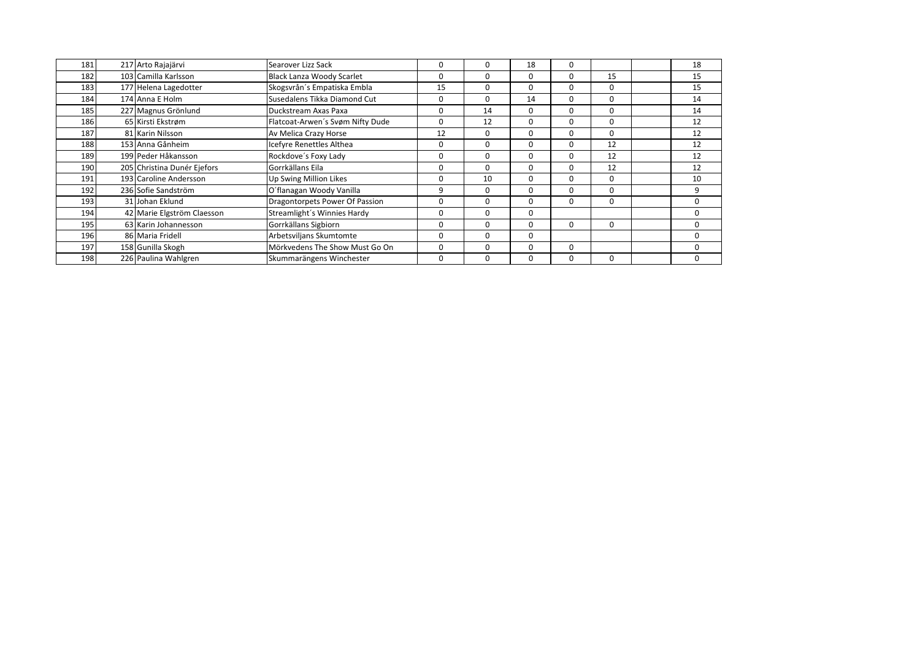| | | | | | | | | | | |
|---|---|---|---|---|---|---|---|---|---|---|
| 181 | 217 | Arto Rajajärvi | Searover Lizz Sack | 0 | 0 | 18 | 0 | | | 18 |
| 182 | 103 | Camilla Karlsson | Black Lanza Woody Scarlet | 0 | 0 | 0 | 0 | 15 | | 15 |
| 183 | 177 | Helena Lagedotter | Skogsvrån´s Empatiska Embla | 15 | 0 | 0 | 0 | 0 | | 15 |
| 184 | 174 | Anna E Holm | Susedalens Tikka Diamond Cut | 0 | 0 | 14 | 0 | 0 | | 14 |
| 185 | 227 | Magnus Grönlund | Duckstream Axas Paxa | 0 | 14 | 0 | 0 | 0 | | 14 |
| 186 | 65 | Kirsti Ekstrøm | Flatcoat-Arwen´s Svøm Nifty Dude | 0 | 12 | 0 | 0 | 0 | | 12 |
| 187 | 81 | Karin Nilsson | Av Melica Crazy Horse | 12 | 0 | 0 | 0 | 0 | | 12 |
| 188 | 153 | Anna Gånheim | Icefyre Renettles Althea | 0 | 0 | 0 | 0 | 12 | | 12 |
| 189 | 199 | Peder Håkansson | Rockdove´s Foxy Lady | 0 | 0 | 0 | 0 | 12 | | 12 |
| 190 | 205 | Christina Dunér Ejefors | Gorrkällans Eila | 0 | 0 | 0 | 0 | 12 | | 12 |
| 191 | 193 | Caroline Andersson | Up Swing Million Likes | 0 | 10 | 0 | 0 | 0 | | 10 |
| 192 | 236 | Sofie Sandström | O´flanagan Woody Vanilla | 9 | 0 | 0 | 0 | 0 | | 9 |
| 193 | 31 | Johan Eklund | Dragontorpets Power Of Passion | 0 | 0 | 0 | 0 | 0 | | 0 |
| 194 | 42 | Marie Elgström Claesson | Streamlight´s Winnies Hardy | 0 | 0 | 0 | | | | 0 |
| 195 | 63 | Karin Johannesson | Gorrkällans Sigbiorn | 0 | 0 | 0 | 0 | 0 | | 0 |
| 196 | 86 | Maria Fridell | Arbetsviljans Skumtomte | 0 | 0 | 0 | | | | 0 |
| 197 | 158 | Gunilla Skogh | Mörkvedens The Show Must Go On | 0 | 0 | 0 | 0 | | | 0 |
| 198 | 226 | Paulina Wahlgren | Skummarängens Winchester | 0 | 0 | 0 | 0 | 0 | | 0 |